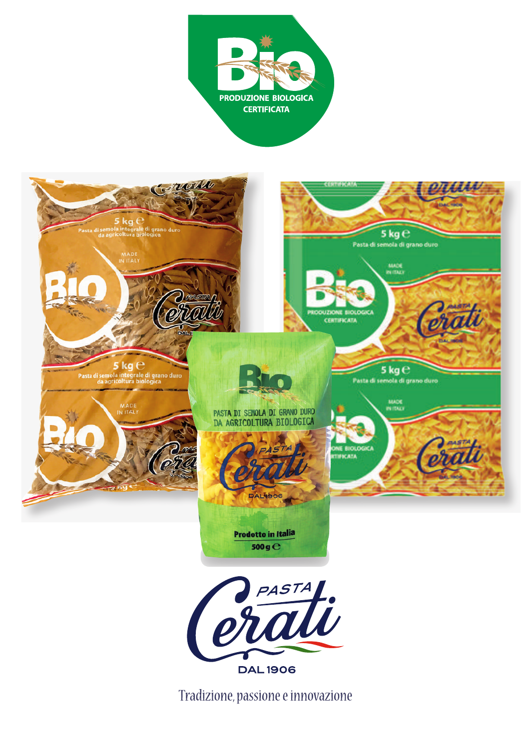Bio

PRODUZIONE BIOLOGICA CERTIFICATA

5 kg ℮
Pasta di semola integrale di grano duro da agricoltura biologica

MADE IN ITALY

5 kg ℮
Pasta di semola di grano duro

Bio

PRODUZIONE BIOLOGICA CERTIFICATA

PASTA DI SEMOLA DI GRANO DURO DA AGRICOLTURA BIOLOGICA

Prodotto in Italia

500 g ℮

PASTA Cerati

DAL 1906

Tradizione, passione e innovazione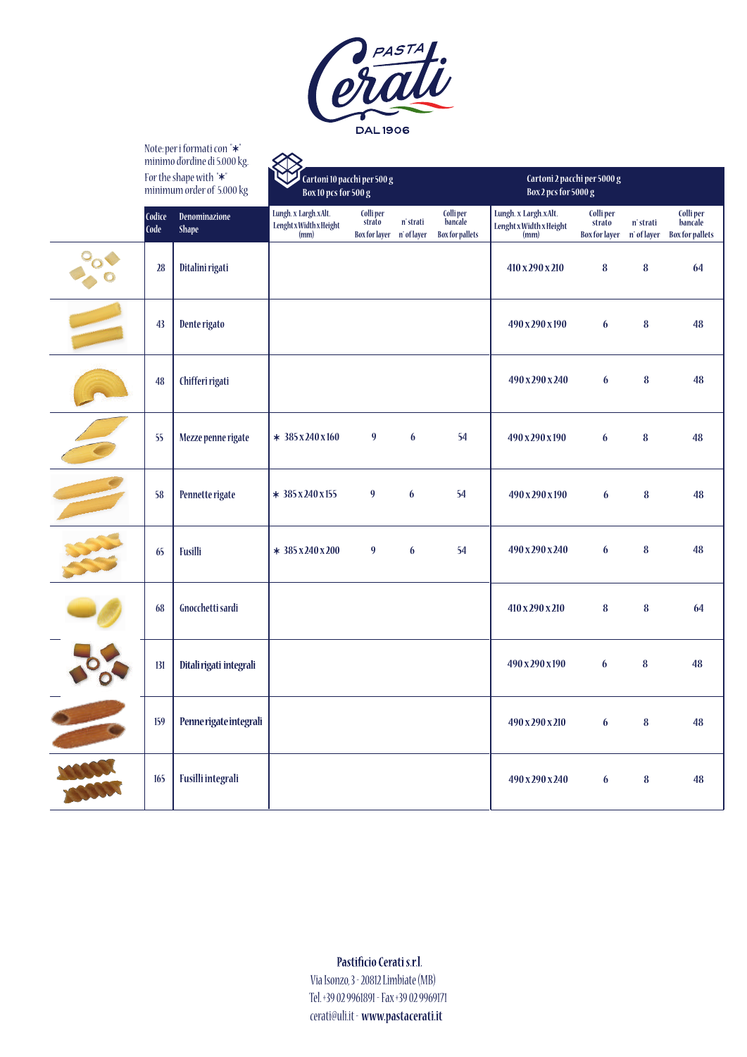PASTA Cerati DAL 1906

Note: per i formati con "∗" minimo d'ordine di 5.000 kg.
For the shape with "∗" minimum order of 5.000 kg

| Codice Code | Denominazione Shape | Cartoni 10 pacchi per 500 g / Box 10 pcs for 500 g — Lungh. x Largh. x Alt. Lenght x Width x Height (mm) | Colli per strato Box for layer | n° strati n° of layer | Colli per bancale Box for pallets | Cartoni 2 pacchi per 5000 g / Box 2 pcs for 5000 g — Lungh. x Largh. x Alt. Lenght x Width x Height (mm) | Colli per strato Box for layer | n° strati n° of layer | Colli per bancale Box for pallets |
|---|---|---|---|---|---|---|---|---|---|
| 28 | Ditalini rigati | | | | | 410 x 290 x 210 | 8 | 8 | 64 |
| 43 | Dente rigato | | | | | 490 x 290 x 190 | 6 | 8 | 48 |
| 48 | Chifferi rigati | | | | | 490 x 290 x 240 | 6 | 8 | 48 |
| 55 | Mezze penne rigate | ∗ 385 x 240 x 160 | 9 | 6 | 54 | 490 x 290 x 190 | 6 | 8 | 48 |
| 58 | Pennette rigate | ∗ 385 x 240 x 155 | 9 | 6 | 54 | 490 x 290 x 190 | 6 | 8 | 48 |
| 65 | Fusilli | ∗ 385 x 240 x 200 | 9 | 6 | 54 | 490 x 290 x 240 | 6 | 8 | 48 |
| 68 | Gnocchetti sardi | | | | | 410 x 290 x 210 | 8 | 8 | 64 |
| 131 | Ditali rigati integrali | | | | | 490 x 290 x 190 | 6 | 8 | 48 |
| 159 | Penne rigate integrali | | | | | 490 x 290 x 210 | 6 | 8 | 48 |
| 165 | Fusilli integrali | | | | | 490 x 290 x 240 | 6 | 8 | 48 |

**Pastificio Cerati s.r.l.**
Via Isonzo, 3 - 20812 Limbiate (MB)
Tel. +39 02 9961891 - Fax +39 02 9969171
cerati@uli.it - **www.pastacerati.it**